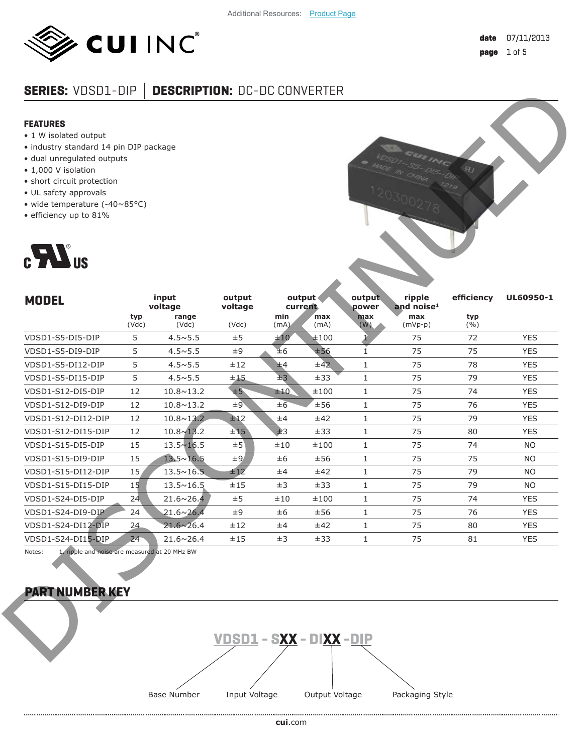Additional Resources: Product Page

# CUI INC

date 07/11/2013

## SERIES: VDSD1-DIP | DESCRIPTION: DC-DC CONVERTER

DISCONTINUED

### FEATURES

- 1 W isolated output
- industry standard 14 pin DIP package
- dual unregulated outputs
- 1,000 V isolation
- short circuit protection
- UL safety approvals
- wide temperature (-40~85°C)
- efficiency up to 81%

c UL US

## MODEL

| MODEL | input voltage | | output voltage | output current | | output power | ripple and noise[1] | efficiency | UL60950-1 |
|---|---|---|---|---|---|---|---|---|---|
| | typ (Vdc) | range (Vdc) | (Vdc) | min (mA) | max (mA) | max (W) | max (mVp-p) | typ (%) | |
| VDSD1-S5-DI5-DIP | 5 | 4.5~5.5 | ±5 | ±10 | ±100 | 1 | 75 | 72 | YES |
| VDSD1-S5-DI9-DIP | 5 | 4.5~5.5 | ±9 | ±6 | ±56 | 1 | 75 | 75 | YES |
| VDSD1-S5-DI12-DIP | 5 | 4.5~5.5 | ±12 | ±4 | ±42 | 1 | 75 | 78 | YES |
| VDSD1-S5-DI15-DIP | 5 | 4.5~5.5 | ±15 | ±3 | ±33 | 1 | 75 | 79 | YES |
| VDSD1-S12-DI5-DIP | 12 | 10.8~13.2 | ±5 | ±10 | ±100 | 1 | 75 | 74 | YES |
| VDSD1-S12-DI9-DIP | 12 | 10.8~13.2 | ±9 | ±6 | ±56 | 1 | 75 | 76 | YES |
| VDSD1-S12-DI12-DIP | 12 | 10.8~13.2 | ±12 | ±4 | ±42 | 1 | 75 | 79 | YES |
| VDSD1-S12-DI15-DIP | 12 | 10.8~13.2 | ±15 | ±3 | ±33 | 1 | 75 | 80 | YES |
| VDSD1-S15-DI5-DIP | 15 | 13.5~16.5 | ±5 | ±10 | ±100 | 1 | 75 | 74 | NO |
| VDSD1-S15-DI9-DIP | 15 | 13.5~16.5 | ±9 | ±6 | ±56 | 1 | 75 | 75 | NO |
| VDSD1-S15-DI12-DIP | 15 | 13.5~16.5 | ±12 | ±4 | ±42 | 1 | 75 | 79 | NO |
| VDSD1-S15-DI15-DIP | 15 | 13.5~16.5 | ±15 | ±3 | ±33 | 1 | 75 | 79 | NO |
| VDSD1-S24-DI5-DIP | 24 | 21.6~26.4 | ±5 | ±10 | ±100 | 1 | 75 | 74 | YES |
| VDSD1-S24-DI9-DIP | 24 | 21.6~26.4 | ±9 | ±6 | ±56 | 1 | 75 | 76 | YES |
| VDSD1-S24-DI12-DIP | 24 | 21.6~26.4 | ±12 | ±4 | ±42 | 1 | 75 | 80 | YES |
| VDSD1-S24-DI15-DIP | 24 | 21.6~26.4 | ±15 | ±3 | ±33 | 1 | 75 | 81 | YES |

Notes: 1. ripple and noise are measured at 20 MHz BW

## PART NUMBER KEY

VDSD1 - SXX - DIXX -DIP

- VDSD1: Base Number
- SXX: Input Voltage
- DIXX: Output Voltage
- DIP: Packaging Style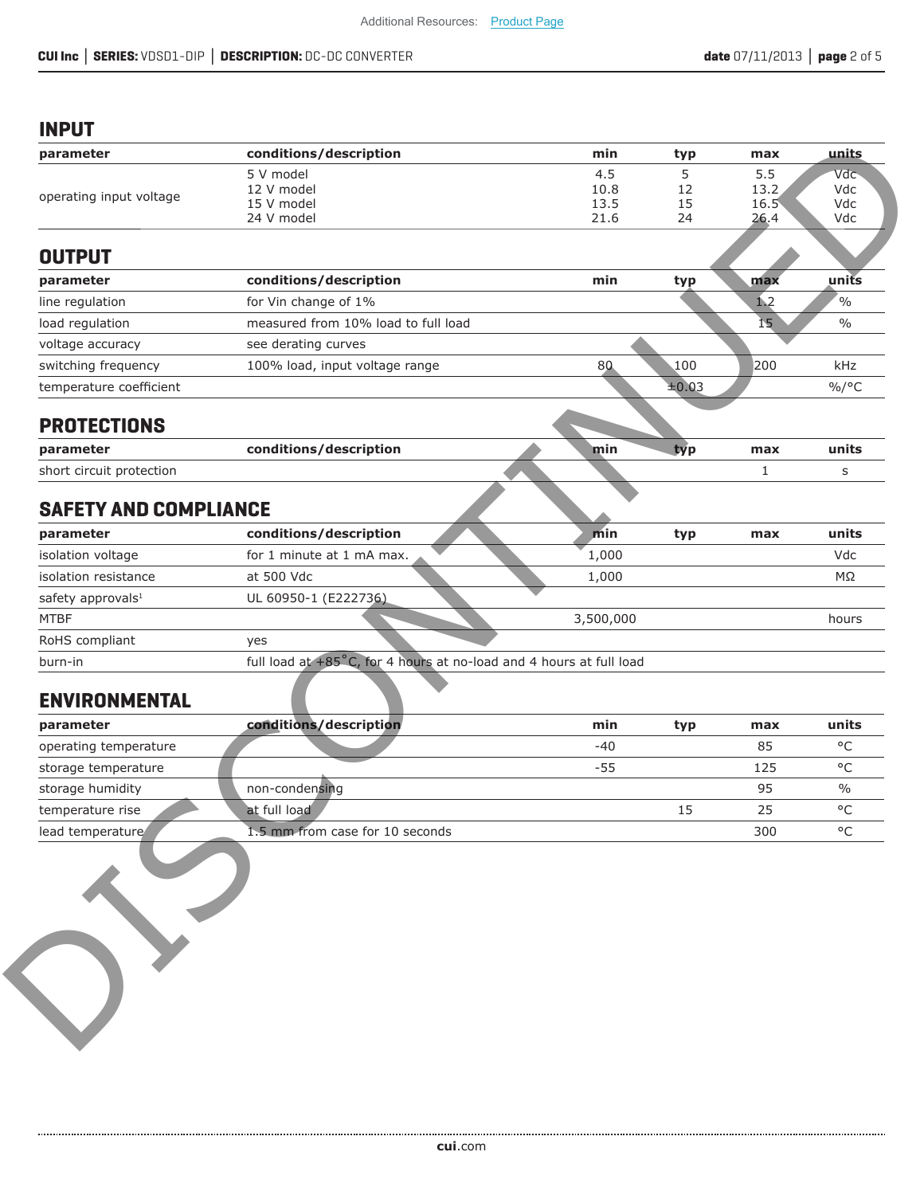Additional Resources: Product Page

## INPUT

| parameter | conditions/description | min | typ | max | units |
|---|---|---|---|---|---|
| operating input voltage | 5 V model | 4.5 | 5 | 5.5 | Vdc |
| | 12 V model | 10.8 | 12 | 13.2 | Vdc |
| | 15 V model | 13.5 | 15 | 16.5 | Vdc |
| | 24 V model | 21.6 | 24 | 26.4 | Vdc |

## OUTPUT

| parameter | conditions/description | min | typ | max | units |
|---|---|---|---|---|---|
| line regulation | for Vin change of 1% | | | 1.2 | % |
| load regulation | measured from 10% load to full load | | | 15 | % |
| voltage accuracy | see derating curves | | | | |
| switching frequency | 100% load, input voltage range | 80 | 100 | 200 | kHz |
| temperature coefficient | | | ±0.03 | | %/°C |

## PROTECTIONS

| parameter | conditions/description | min | typ | max | units |
|---|---|---|---|---|---|
| short circuit protection | | | | 1 | s |

## SAFETY AND COMPLIANCE

| parameter | conditions/description | min | typ | max | units |
|---|---|---|---|---|---|
| isolation voltage | for 1 minute at 1 mA max. | 1,000 | | | Vdc |
| isolation resistance | at 500 Vdc | 1,000 | | | MΩ |
| safety approvals[1] | UL 60950-1 (E222736) | | | | |
| MTBF | | 3,500,000 | | | hours |
| RoHS compliant | yes | | | | |
| burn-in | full load at +85°C, for 4 hours at no-load and 4 hours at full load | | | | |

## ENVIRONMENTAL

| parameter | conditions/description | min | typ | max | units |
|---|---|---|---|---|---|
| operating temperature | | -40 | | 85 | °C |
| storage temperature | | -55 | | 125 | °C |
| storage humidity | non-condensing | | | 95 | % |
| temperature rise | at full load | | 15 | 25 | °C |
| lead temperature | 1.5 mm from case for 10 seconds | | | 300 | °C |

DISCONTINUED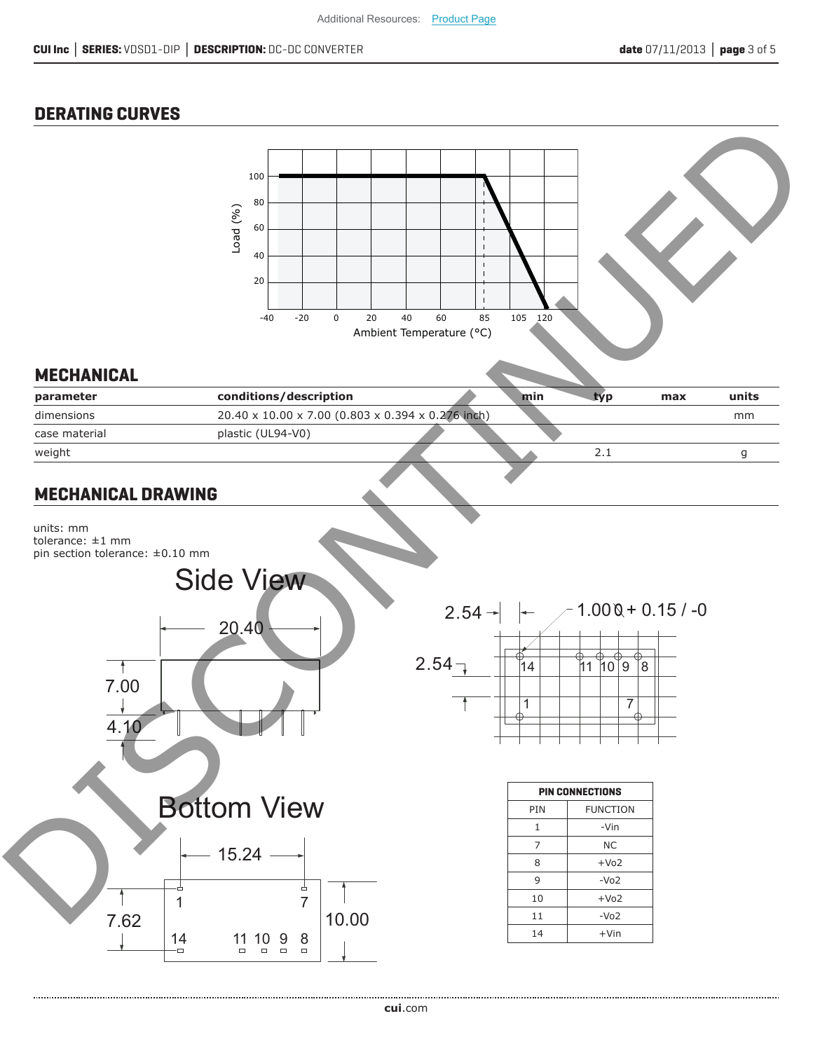Additional Resources: Product Page

## DERATING CURVES

## MECHANICAL

| parameter | conditions/description | min | typ | max | units |
|---|---|---|---|---|---|
| dimensions | 20.40 x 10.00 x 7.00 (0.803 x 0.394 x 0.276 inch) | | | | mm |
| case material | plastic (UL94-V0) | | | | |
| weight | | | 2.1 | | g |

## MECHANICAL DRAWING

units: mm
tolerance: ±1 mm
pin section tolerance: ±0.10 mm

| PIN CONNECTIONS | |
|---|---|
| PIN | FUNCTION |
| 1 | -Vin |
| 7 | NC |
| 8 | +Vo2 |
| 9 | -Vo2 |
| 10 | +Vo2 |
| 11 | -Vo2 |
| 14 | +Vin |

DISCONTINUED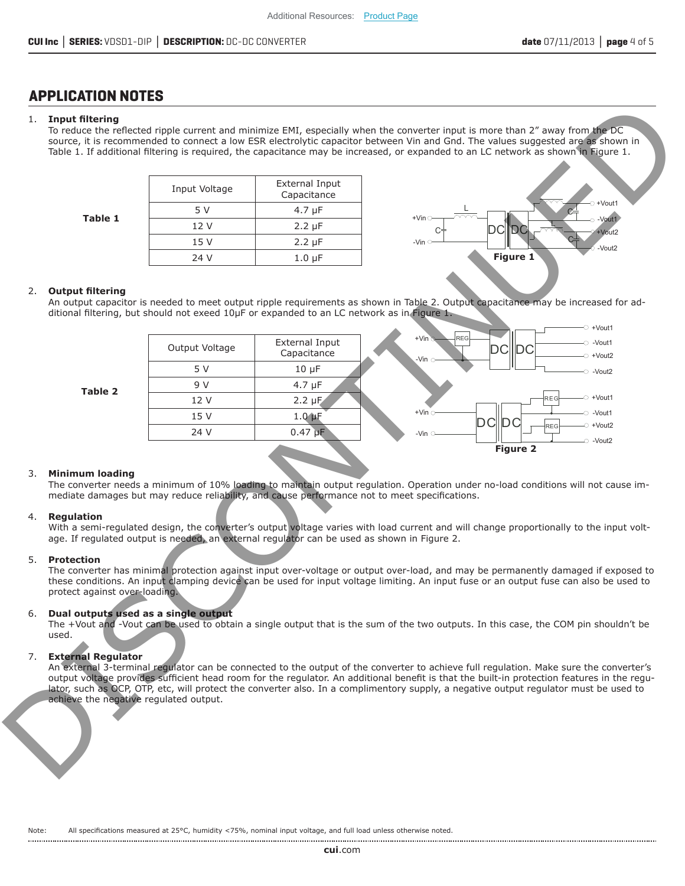## APPLICATION NOTES

1. **Input filtering**
   To reduce the reflected ripple current and minimize EMI, especially when the converter input is more than 2" away from the DC source, it is recommended to connect a low ESR electrolytic capacitor between Vin and Gnd. The values suggested are as shown in Table 1. If additional filtering is required, the capacitance may be increased, or expanded to an LC network as shown in Figure 1.

**Table 1**

| Input Voltage | External Input Capacitance |
|---|---|
| 5 V | 4.7 μF |
| 12 V | 2.2 μF |
| 15 V | 2.2 μF |
| 24 V | 1.0 μF |

**Figure 1**

2. **Output filtering**
   An output capacitor is needed to meet output ripple requirements as shown in Table 2. Output capacitance may be increased for additional filtering, but should not exeed 10μF or expanded to an LC network as in Figure 1.

**Table 2**

| Output Voltage | External Input Capacitance |
|---|---|
| 5 V | 10 μF |
| 9 V | 4.7 μF |
| 12 V | 2.2 μF |
| 15 V | 1.0 μF |
| 24 V | 0.47 μF |

**Figure 2**

3. **Minimum loading**
   The converter needs a minimum of 10% loading to maintain output regulation. Operation under no-load conditions will not cause immediate damages but may reduce reliability, and cause performance not to meet specifications.

4. **Regulation**
   With a semi-regulated design, the converter's output voltage varies with load current and will change proportionally to the input voltage. If regulated output is needed, an external regulator can be used as shown in Figure 2.

5. **Protection**
   The converter has minimal protection against input over-voltage or output over-load, and may be permanently damaged if exposed to these conditions. An input clamping device can be used for input voltage limiting. An input fuse or an output fuse can also be used to protect against over-loading.

6. **Dual outputs used as a single output**
   The +Vout and -Vout can be used to obtain a single output that is the sum of the two outputs. In this case, the COM pin shouldn't be used.

7. **External Regulator**
   An external 3-terminal regulator can be connected to the output of the converter to achieve full regulation. Make sure the converter's output voltage provides sufficient head room for the regulator. An additional benefit is that the built-in protection features in the regulator, such as OCP, OTP, etc, will protect the converter also. In a complimentory supply, a negative output regulator must be used to achieve the negative regulated output.

Note: All specifications measured at 25°C, humidity <75%, nominal input voltage, and full load unless otherwise noted.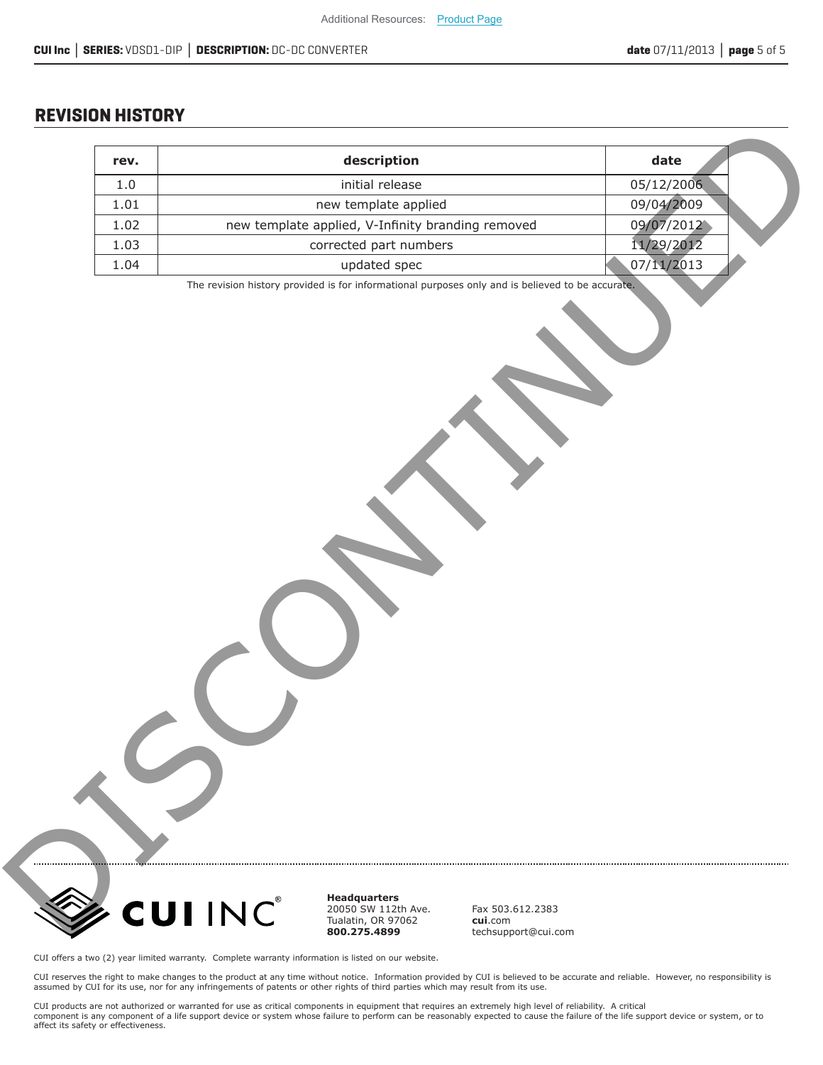## REVISION HISTORY

| rev. | description | date |
| --- | --- | --- |
| 1.0 | initial release | 05/12/2006 |
| 1.01 | new template applied | 09/04/2009 |
| 1.02 | new template applied, V-Infinity branding removed | 09/07/2012 |
| 1.03 | corrected part numbers | 11/29/2012 |
| 1.04 | updated spec | 07/11/2013 |

The revision history provided is for informational purposes only and is believed to be accurate.

DISCONTINUED

**Headquarters**
20050 SW 112th Ave.
Tualatin, OR 97062
**800.275.4899**

Fax 503.612.2383
**cui**.com
techsupport@cui.com

CUI offers a two (2) year limited warranty. Complete warranty information is listed on our website.

CUI reserves the right to make changes to the product at any time without notice. Information provided by CUI is believed to be accurate and reliable. However, no responsibility is assumed by CUI for its use, nor for any infringements of patents or other rights of third parties which may result from its use.

CUI products are not authorized or warranted for use as critical components in equipment that requires an extremely high level of reliability. A critical component is any component of a life support device or system whose failure to perform can be reasonably expected to cause the failure of the life support device or system, or to affect its safety or effectiveness.